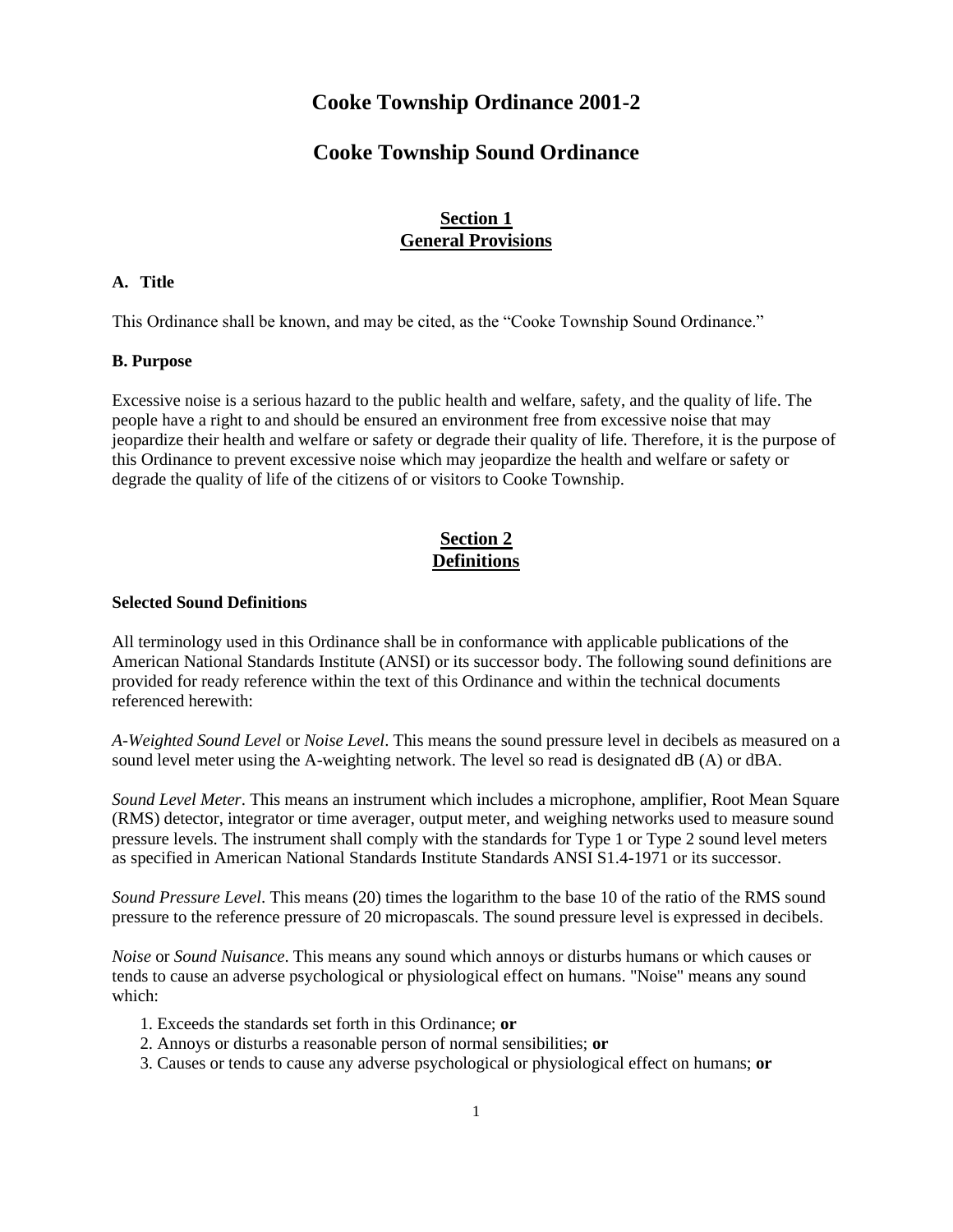# Cooke Township Ordinance 2001-2

# Cooke Township Sound Ordinance

## Section 1
## General Provisions

### A. Title

This Ordinance shall be known, and may be cited, as the "Cooke Township Sound Ordinance."

### B. Purpose

Excessive noise is a serious hazard to the public health and welfare, safety, and the quality of life. The people have a right to and should be ensured an environment free from excessive noise that may jeopardize their health and welfare or safety or degrade their quality of life. Therefore, it is the purpose of this Ordinance to prevent excessive noise which may jeopardize the health and welfare or safety or degrade the quality of life of the citizens of or visitors to Cooke Township.

## Section 2
## Definitions

### Selected Sound Definitions

All terminology used in this Ordinance shall be in conformance with applicable publications of the American National Standards Institute (ANSI) or its successor body. The following sound definitions are provided for ready reference within the text of this Ordinance and within the technical documents referenced herewith:

*A-Weighted Sound Level* or *Noise Level*. This means the sound pressure level in decibels as measured on a sound level meter using the A-weighting network. The level so read is designated dB (A) or dBA.

*Sound Level Meter*. This means an instrument which includes a microphone, amplifier, Root Mean Square (RMS) detector, integrator or time averager, output meter, and weighing networks used to measure sound pressure levels. The instrument shall comply with the standards for Type 1 or Type 2 sound level meters as specified in American National Standards Institute Standards ANSI S1.4-1971 or its successor.

*Sound Pressure Level*. This means (20) times the logarithm to the base 10 of the ratio of the RMS sound pressure to the reference pressure of 20 micropascals. The sound pressure level is expressed in decibels.

*Noise* or *Sound Nuisance*. This means any sound which annoys or disturbs humans or which causes or tends to cause an adverse psychological or physiological effect on humans. "Noise" means any sound which:

1. Exceeds the standards set forth in this Ordinance; **or**
2. Annoys or disturbs a reasonable person of normal sensibilities; **or**
3. Causes or tends to cause any adverse psychological or physiological effect on humans; **or**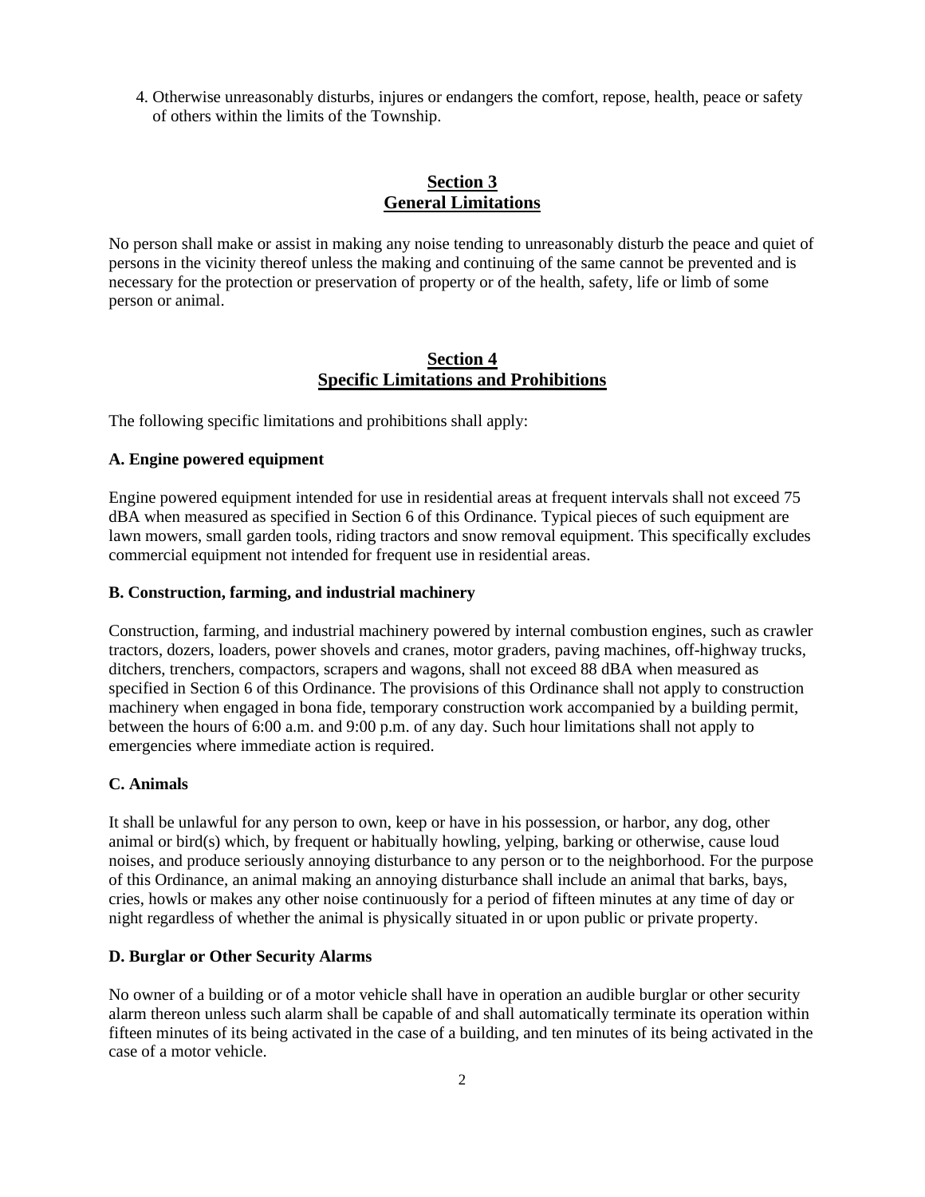4. Otherwise unreasonably disturbs, injures or endangers the comfort, repose, health, peace or safety of others within the limits of the Township.

## Section 3
## General Limitations

No person shall make or assist in making any noise tending to unreasonably disturb the peace and quiet of persons in the vicinity thereof unless the making and continuing of the same cannot be prevented and is necessary for the protection or preservation of property or of the health, safety, life or limb of some person or animal.

## Section 4
## Specific Limitations and Prohibitions

The following specific limitations and prohibitions shall apply:

**A. Engine powered equipment**

Engine powered equipment intended for use in residential areas at frequent intervals shall not exceed 75 dBA when measured as specified in Section 6 of this Ordinance. Typical pieces of such equipment are lawn mowers, small garden tools, riding tractors and snow removal equipment. This specifically excludes commercial equipment not intended for frequent use in residential areas.

**B. Construction, farming, and industrial machinery**

Construction, farming, and industrial machinery powered by internal combustion engines, such as crawler tractors, dozers, loaders, power shovels and cranes, motor graders, paving machines, off-highway trucks, ditchers, trenchers, compactors, scrapers and wagons, shall not exceed 88 dBA when measured as specified in Section 6 of this Ordinance. The provisions of this Ordinance shall not apply to construction machinery when engaged in bona fide, temporary construction work accompanied by a building permit, between the hours of 6:00 a.m. and 9:00 p.m. of any day. Such hour limitations shall not apply to emergencies where immediate action is required.

**C. Animals**

It shall be unlawful for any person to own, keep or have in his possession, or harbor, any dog, other animal or bird(s) which, by frequent or habitually howling, yelping, barking or otherwise, cause loud noises, and produce seriously annoying disturbance to any person or to the neighborhood. For the purpose of this Ordinance, an animal making an annoying disturbance shall include an animal that barks, bays, cries, howls or makes any other noise continuously for a period of fifteen minutes at any time of day or night regardless of whether the animal is physically situated in or upon public or private property.

**D. Burglar or Other Security Alarms**

No owner of a building or of a motor vehicle shall have in operation an audible burglar or other security alarm thereon unless such alarm shall be capable of and shall automatically terminate its operation within fifteen minutes of its being activated in the case of a building, and ten minutes of its being activated in the case of a motor vehicle.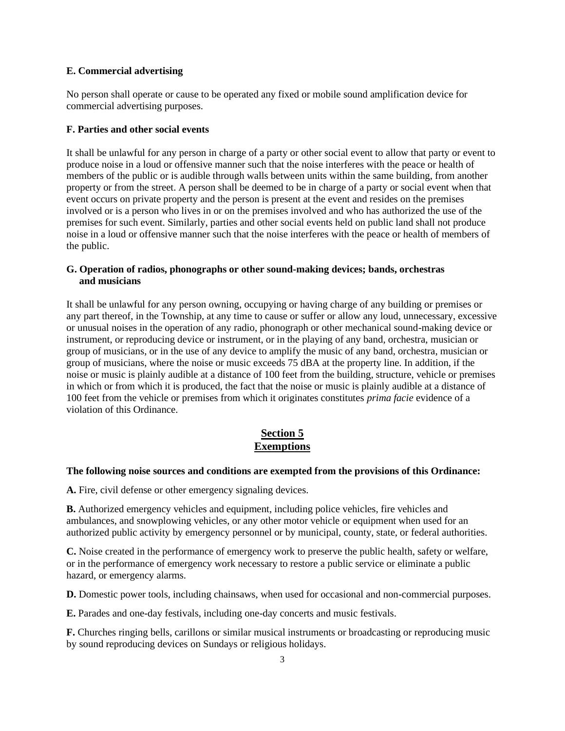**E. Commercial advertising**

No person shall operate or cause to be operated any fixed or mobile sound amplification device for commercial advertising purposes.

**F. Parties and other social events**

It shall be unlawful for any person in charge of a party or other social event to allow that party or event to produce noise in a loud or offensive manner such that the noise interferes with the peace or health of members of the public or is audible through walls between units within the same building, from another property or from the street. A person shall be deemed to be in charge of a party or social event when that event occurs on private property and the person is present at the event and resides on the premises involved or is a person who lives in or on the premises involved and who has authorized the use of the premises for such event. Similarly, parties and other social events held on public land shall not produce noise in a loud or offensive manner such that the noise interferes with the peace or health of members of the public.

**G. Operation of radios, phonographs or other sound-making devices; bands, orchestras and musicians**

It shall be unlawful for any person owning, occupying or having charge of any building or premises or any part thereof, in the Township, at any time to cause or suffer or allow any loud, unnecessary, excessive or unusual noises in the operation of any radio, phonograph or other mechanical sound-making device or instrument, or reproducing device or instrument, or in the playing of any band, orchestra, musician or group of musicians, or in the use of any device to amplify the music of any band, orchestra, musician or group of musicians, where the noise or music exceeds 75 dBA at the property line. In addition, if the noise or music is plainly audible at a distance of 100 feet from the building, structure, vehicle or premises in which or from which it is produced, the fact that the noise or music is plainly audible at a distance of 100 feet from the vehicle or premises from which it originates constitutes *prima facie* evidence of a violation of this Ordinance.

## Section 5
## Exemptions

**The following noise sources and conditions are exempted from the provisions of this Ordinance:**

**A.** Fire, civil defense or other emergency signaling devices.

**B.** Authorized emergency vehicles and equipment, including police vehicles, fire vehicles and ambulances, and snowplowing vehicles, or any other motor vehicle or equipment when used for an authorized public activity by emergency personnel or by municipal, county, state, or federal authorities.

**C.** Noise created in the performance of emergency work to preserve the public health, safety or welfare, or in the performance of emergency work necessary to restore a public service or eliminate a public hazard, or emergency alarms.

**D.** Domestic power tools, including chainsaws, when used for occasional and non-commercial purposes.

**E.** Parades and one-day festivals, including one-day concerts and music festivals.

**F.** Churches ringing bells, carillons or similar musical instruments or broadcasting or reproducing music by sound reproducing devices on Sundays or religious holidays.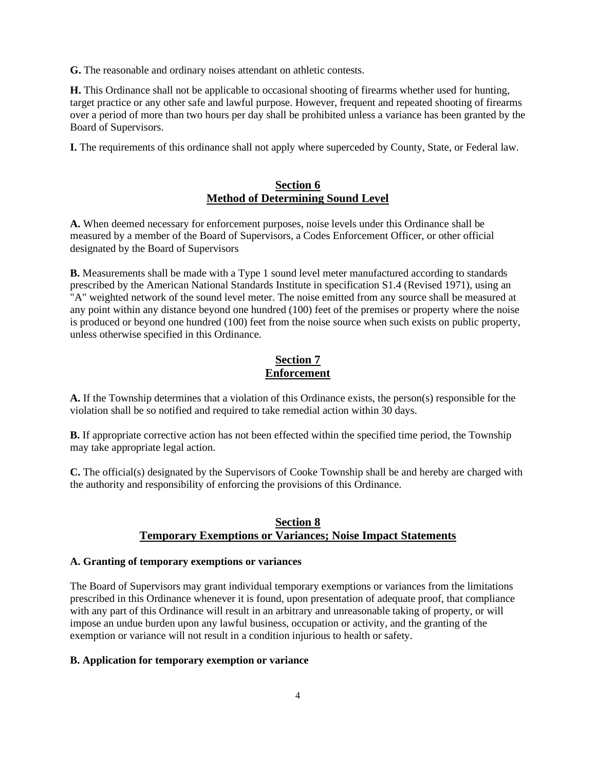**G.** The reasonable and ordinary noises attendant on athletic contests.

**H.** This Ordinance shall not be applicable to occasional shooting of firearms whether used for hunting, target practice or any other safe and lawful purpose. However, frequent and repeated shooting of firearms over a period of more than two hours per day shall be prohibited unless a variance has been granted by the Board of Supervisors.

**I.** The requirements of this ordinance shall not apply where superceded by County, State, or Federal law.

## Section 6
## Method of Determining Sound Level

**A.** When deemed necessary for enforcement purposes, noise levels under this Ordinance shall be measured by a member of the Board of Supervisors, a Codes Enforcement Officer, or other official designated by the Board of Supervisors

**B.** Measurements shall be made with a Type 1 sound level meter manufactured according to standards prescribed by the American National Standards Institute in specification S1.4 (Revised 1971), using an "A" weighted network of the sound level meter. The noise emitted from any source shall be measured at any point within any distance beyond one hundred (100) feet of the premises or property where the noise is produced or beyond one hundred (100) feet from the noise source when such exists on public property, unless otherwise specified in this Ordinance.

## Section 7
## Enforcement

**A.** If the Township determines that a violation of this Ordinance exists, the person(s) responsible for the violation shall be so notified and required to take remedial action within 30 days.

**B.** If appropriate corrective action has not been effected within the specified time period, the Township may take appropriate legal action.

**C.** The official(s) designated by the Supervisors of Cooke Township shall be and hereby are charged with the authority and responsibility of enforcing the provisions of this Ordinance.

## Section 8
## Temporary Exemptions or Variances; Noise Impact Statements

### A. Granting of temporary exemptions or variances

The Board of Supervisors may grant individual temporary exemptions or variances from the limitations prescribed in this Ordinance whenever it is found, upon presentation of adequate proof, that compliance with any part of this Ordinance will result in an arbitrary and unreasonable taking of property, or will impose an undue burden upon any lawful business, occupation or activity, and the granting of the exemption or variance will not result in a condition injurious to health or safety.

### B. Application for temporary exemption or variance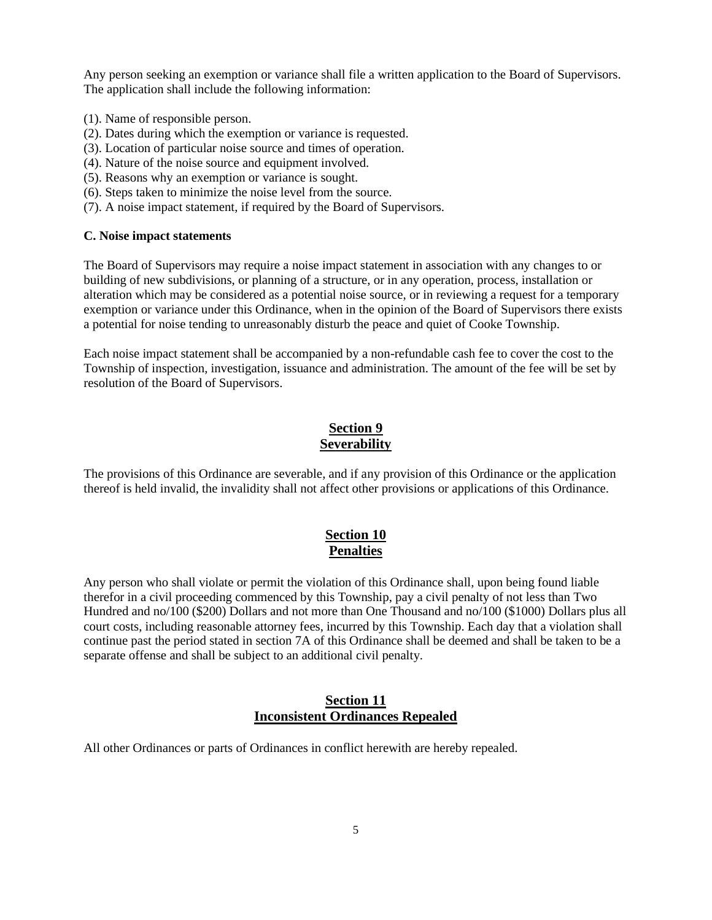Any person seeking an exemption or variance shall file a written application to the Board of Supervisors. The application shall include the following information:

(1). Name of responsible person.
(2). Dates during which the exemption or variance is requested.
(3). Location of particular noise source and times of operation.
(4). Nature of the noise source and equipment involved.
(5). Reasons why an exemption or variance is sought.
(6). Steps taken to minimize the noise level from the source.
(7). A noise impact statement, if required by the Board of Supervisors.

**C. Noise impact statements**

The Board of Supervisors may require a noise impact statement in association with any changes to or building of new subdivisions, or planning of a structure, or in any operation, process, installation or alteration which may be considered as a potential noise source, or in reviewing a request for a temporary exemption or variance under this Ordinance, when in the opinion of the Board of Supervisors there exists a potential for noise tending to unreasonably disturb the peace and quiet of Cooke Township.

Each noise impact statement shall be accompanied by a non-refundable cash fee to cover the cost to the Township of inspection, investigation, issuance and administration. The amount of the fee will be set by resolution of the Board of Supervisors.

## Section 9
## Severability

The provisions of this Ordinance are severable, and if any provision of this Ordinance or the application thereof is held invalid, the invalidity shall not affect other provisions or applications of this Ordinance.

## Section 10
## Penalties

Any person who shall violate or permit the violation of this Ordinance shall, upon being found liable therefor in a civil proceeding commenced by this Township, pay a civil penalty of not less than Two Hundred and no/100 ($200) Dollars and not more than One Thousand and no/100 ($1000) Dollars plus all court costs, including reasonable attorney fees, incurred by this Township. Each day that a violation shall continue past the period stated in section 7A of this Ordinance shall be deemed and shall be taken to be a separate offense and shall be subject to an additional civil penalty.

## Section 11
## Inconsistent Ordinances Repealed

All other Ordinances or parts of Ordinances in conflict herewith are hereby repealed.